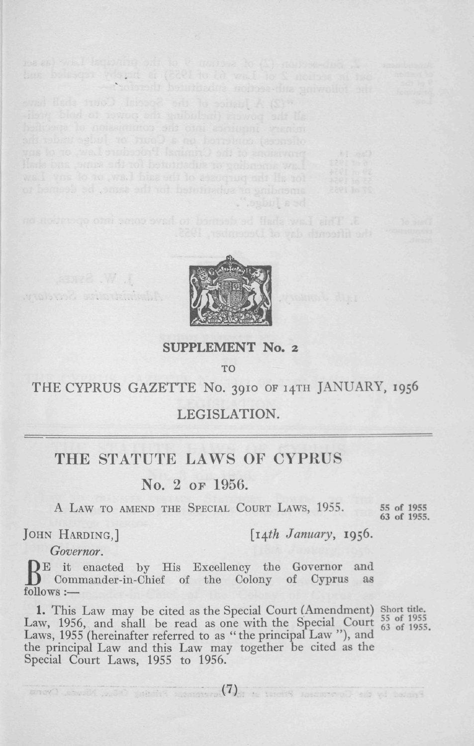SUPPLEMENT No. 2

TO

THE CYPRUS GAZETTE No. 3910 OF 14TH JANUARY, 1956

LEGISLATION.

---

# THE STATUTE LAWS OF CYPRUS

## No. 2 of 1956.

A LAW TO AMEND THE SPECIAL COURT LAWS, 1955. 55 of 1955 63 of 1955.

JOHN HARDING,]

*Governor.*

[*14th January*, 1956.

BE it enacted by His Excellency the Governor and Commander-in-Chief of the Colony of Cyprus as follows :—

Short title. 55 of 1955 63 of 1955.

**1.** This Law may be cited as the Special Court (Amendment) Law, 1956, and shall be read as one with the Special Court Laws, 1955 (hereinafter referred to as "the principal Law"), and the principal Law and this Law may together be cited as the Special Court Laws, 1955 to 1956.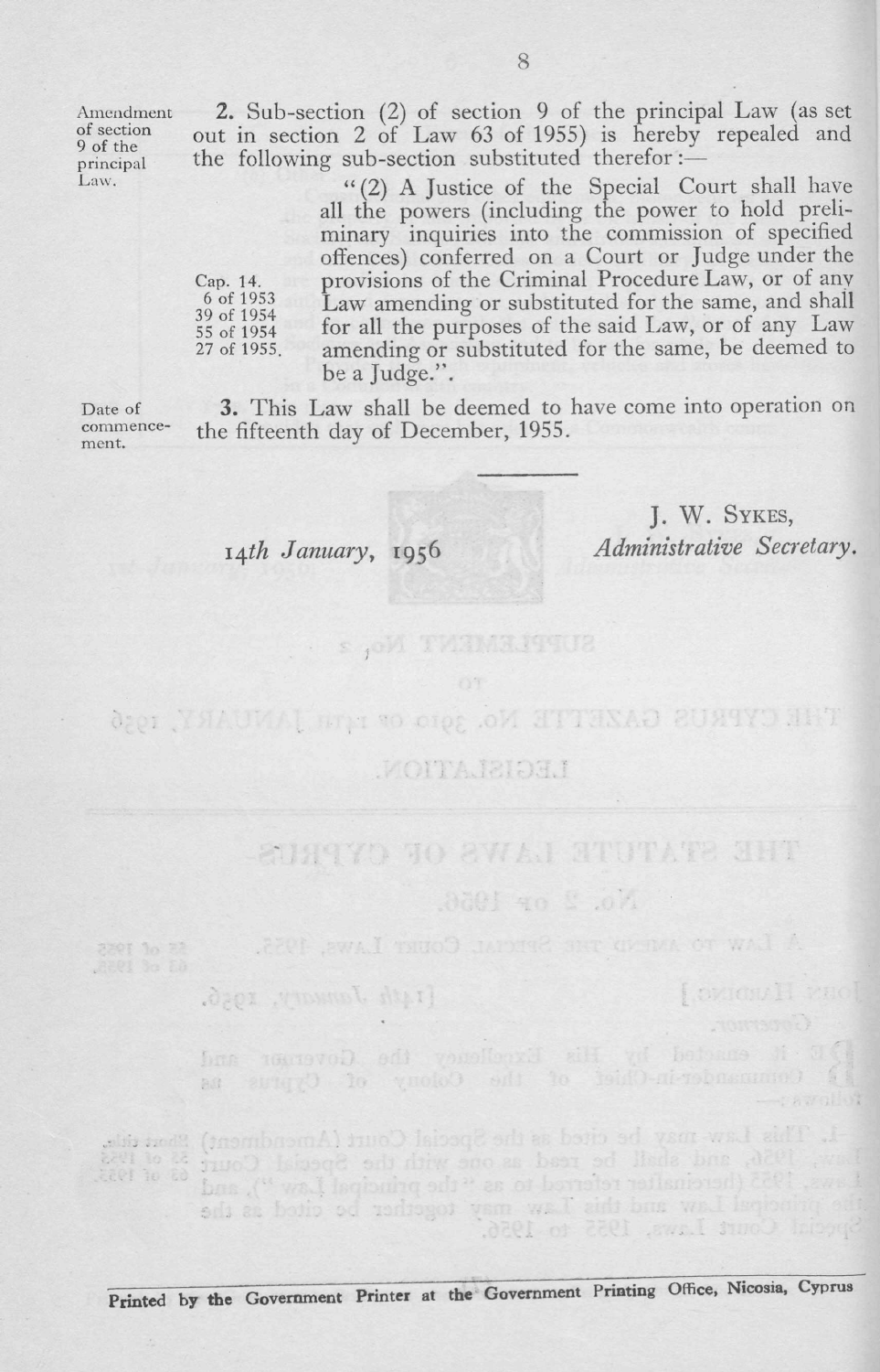Amendment of section 9 of the principal Law.

**2.** Sub-section (2) of section 9 of the principal Law (as set out in section 2 of Law 63 of 1955) is hereby repealed and the following sub-section substituted therefor:—

"(2) A Justice of the Special Court shall have all the powers (including the power to hold preliminary inquiries into the commission of specified offences) conferred on a Court or Judge under the provisions of the Criminal Procedure Law, or of any Law amending or substituted for the same, and shall for all the purposes of the said Law, or of any Law amending or substituted for the same, be deemed to be a Judge.".

Cap. 14.
6 of 1953
39 of 1954
55 of 1954
27 of 1955.

Date of commencement.

**3.** This Law shall be deemed to have come into operation on the fifteenth day of December, 1955.

*14th January, 1956*

J. W. SYKES,
*Administrative Secretary.*

**Printed by the Government Printer at the Government Printing Office, Nicosia, Cyprus**